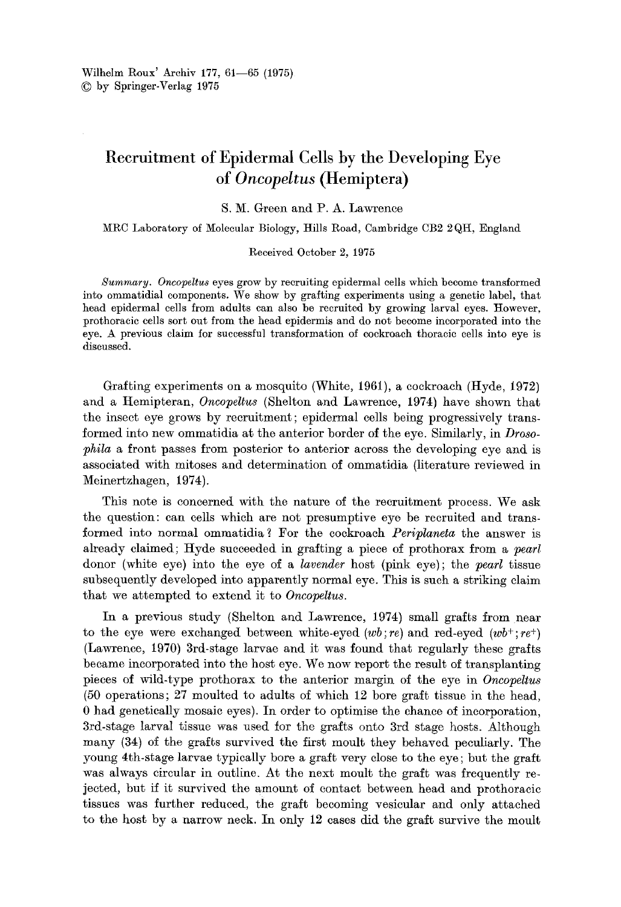Wilhelm Roux' Archiv 177, 61—65 (1975)
© by Springer-Verlag 1975

# Recruitment of Epidermal Cells by the Developing Eye of *Oncopeltus* (Hemiptera)

S. M. Green and P. A. Lawrence

MRC Laboratory of Molecular Biology, Hills Road, Cambridge CB2 2QH, England

Received October 2, 1975

*Summary. Oncopeltus* eyes grow by recruiting epidermal cells which become transformed into ommatidial components. We show by grafting experiments using a genetic label, that head epidermal cells from adults can also be recruited by growing larval eyes. However, prothoracic cells sort out from the head epidermis and do not become incorporated into the eye. A previous claim for successful transformation of cockroach thoracic cells into eye is discussed.

Grafting experiments on a mosquito (White, 1961), a cockroach (Hyde, 1972) and a Hemipteran, *Oncopeltus* (Shelton and Lawrence, 1974) have shown that the insect eye grows by recruitment; epidermal cells being progressively transformed into new ommatidia at the anterior border of the eye. Similarly, in *Drosophila* a front passes from posterior to anterior across the developing eye and is associated with mitoses and determination of ommatidia (literature reviewed in Meinertzhagen, 1974).

This note is concerned with the nature of the recruitment process. We ask the question: can cells which are not presumptive eye be recruited and transformed into normal ommatidia? For the cockroach *Periplaneta* the answer is already claimed; Hyde succeeded in grafting a piece of prothorax from a *pearl* donor (white eye) into the eye of a *lavender* host (pink eye); the *pearl* tissue subsequently developed into apparently normal eye. This is such a striking claim that we attempted to extend it to *Oncopeltus*.

In a previous study (Shelton and Lawrence, 1974) small grafts from near to the eye were exchanged between white-eyed (*wb*; *re*) and red-eyed ($wb^+$; $re^+$) (Lawrence, 1970) 3rd-stage larvae and it was found that regularly these grafts became incorporated into the host eye. We now report the result of transplanting pieces of wild-type prothorax to the anterior margin of the eye in *Oncopeltus* (50 operations; 27 moulted to adults of which 12 bore graft tissue in the head, 0 had genetically mosaic eyes). In order to optimise the chance of incorporation, 3rd-stage larval tissue was used for the grafts onto 3rd stage hosts. Although many (34) of the grafts survived the first moult they behaved peculiarly. The young 4th-stage larvae typically bore a graft very close to the eye; but the graft was always circular in outline. At the next moult the graft was frequently rejected, but if it survived the amount of contact between head and prothoracic tissues was further reduced, the graft becoming vesicular and only attached to the host by a narrow neck. In only 12 cases did the graft survive the moult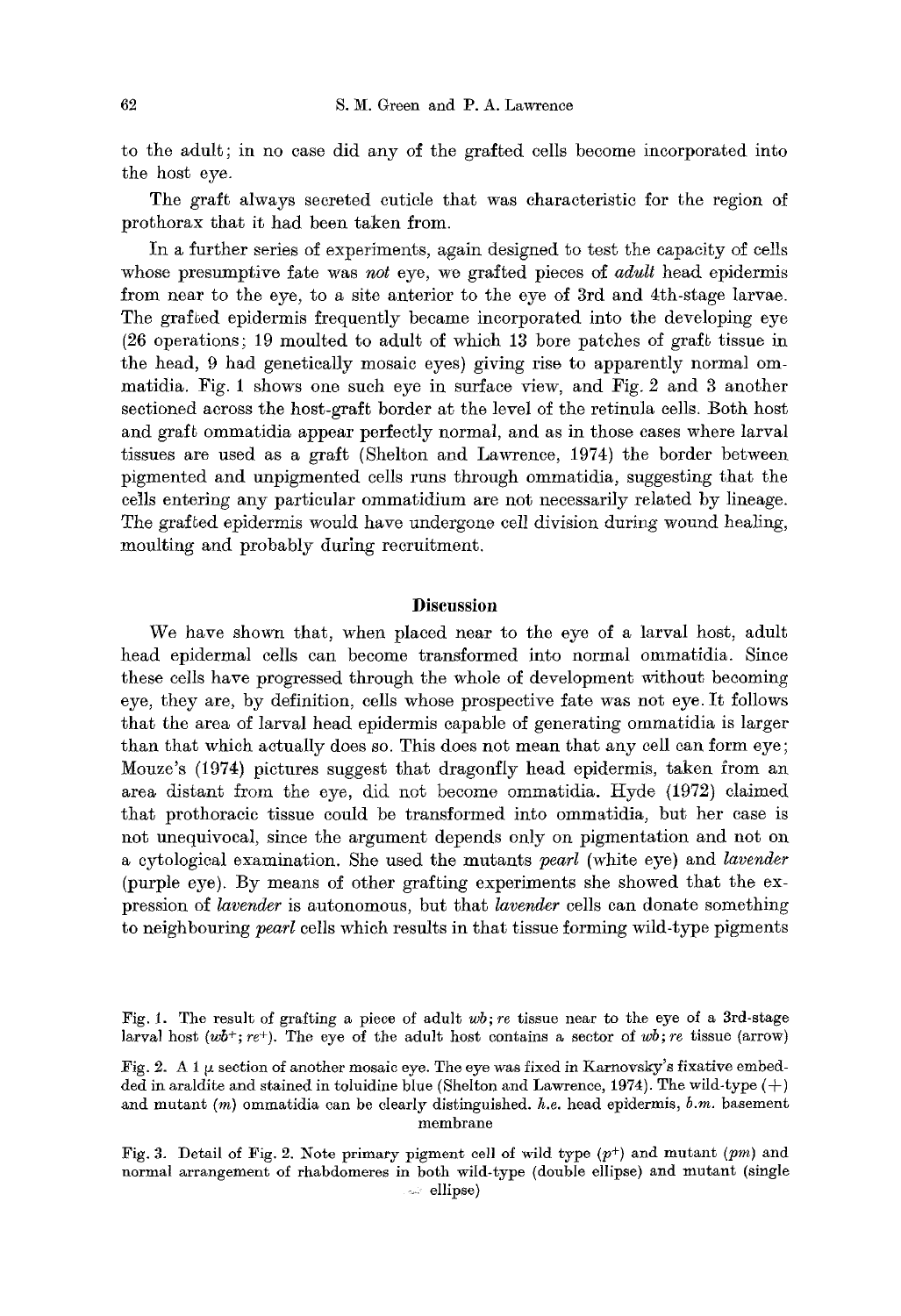to the adult; in no case did any of the grafted cells become incorporated into the host eye.

The graft always secreted cuticle that was characteristic for the region of prothorax that it had been taken from.

In a further series of experiments, again designed to test the capacity of cells whose presumptive fate was *not* eye, we grafted pieces of *adult* head epidermis from near to the eye, to a site anterior to the eye of 3rd and 4th-stage larvae. The grafted epidermis frequently became incorporated into the developing eye (26 operations; 19 moulted to adult of which 13 bore patches of graft tissue in the head, 9 had genetically mosaic eyes) giving rise to apparently normal ommatidia. Fig. 1 shows one such eye in surface view, and Fig. 2 and 3 another sectioned across the host-graft border at the level of the retinula cells. Both host and graft ommatidia appear perfectly normal, and as in those cases where larval tissues are used as a graft (Shelton and Lawrence, 1974) the border between pigmented and unpigmented cells runs through ommatidia, suggesting that the cells entering any particular ommatidium are not necessarily related by lineage. The grafted epidermis would have undergone cell division during wound healing, moulting and probably during recruitment.

## Discussion

We have shown that, when placed near to the eye of a larval host, adult head epidermal cells can become transformed into normal ommatidia. Since these cells have progressed through the whole of development without becoming eye, they are, by definition, cells whose prospective fate was not eye. It follows that the area of larval head epidermis capable of generating ommatidia is larger than that which actually does so. This does not mean that any cell can form eye; Mouze's (1974) pictures suggest that dragonfly head epidermis, taken from an area distant from the eye, did not become ommatidia. Hyde (1972) claimed that prothoracic tissue could be transformed into ommatidia, but her case is not unequivocal, since the argument depends only on pigmentation and not on a cytological examination. She used the mutants *pearl* (white eye) and *lavender* (purple eye). By means of other grafting experiments she showed that the expression of *lavender* is autonomous, but that *lavender* cells can donate something to neighbouring *pearl* cells which results in that tissue forming wild-type pigments

Fig. 1. The result of grafting a piece of adult *wb*; *re* tissue near to the eye of a 3rd-stage larval host ($wb^+$; $re^+$). The eye of the adult host contains a sector of *wb*; *re* tissue (arrow)

Fig. 2. A 1 μ section of another mosaic eye. The eye was fixed in Karnovsky's fixative embedded in araldite and stained in toluidine blue (Shelton and Lawrence, 1974). The wild-type (+) and mutant (*m*) ommatidia can be clearly distinguished. *h.e.* head epidermis, *b.m.* basement membrane

Fig. 3. Detail of Fig. 2. Note primary pigment cell of wild type ($p^+$) and mutant (*pm*) and normal arrangement of rhabdomeres in both wild-type (double ellipse) and mutant (single ellipse)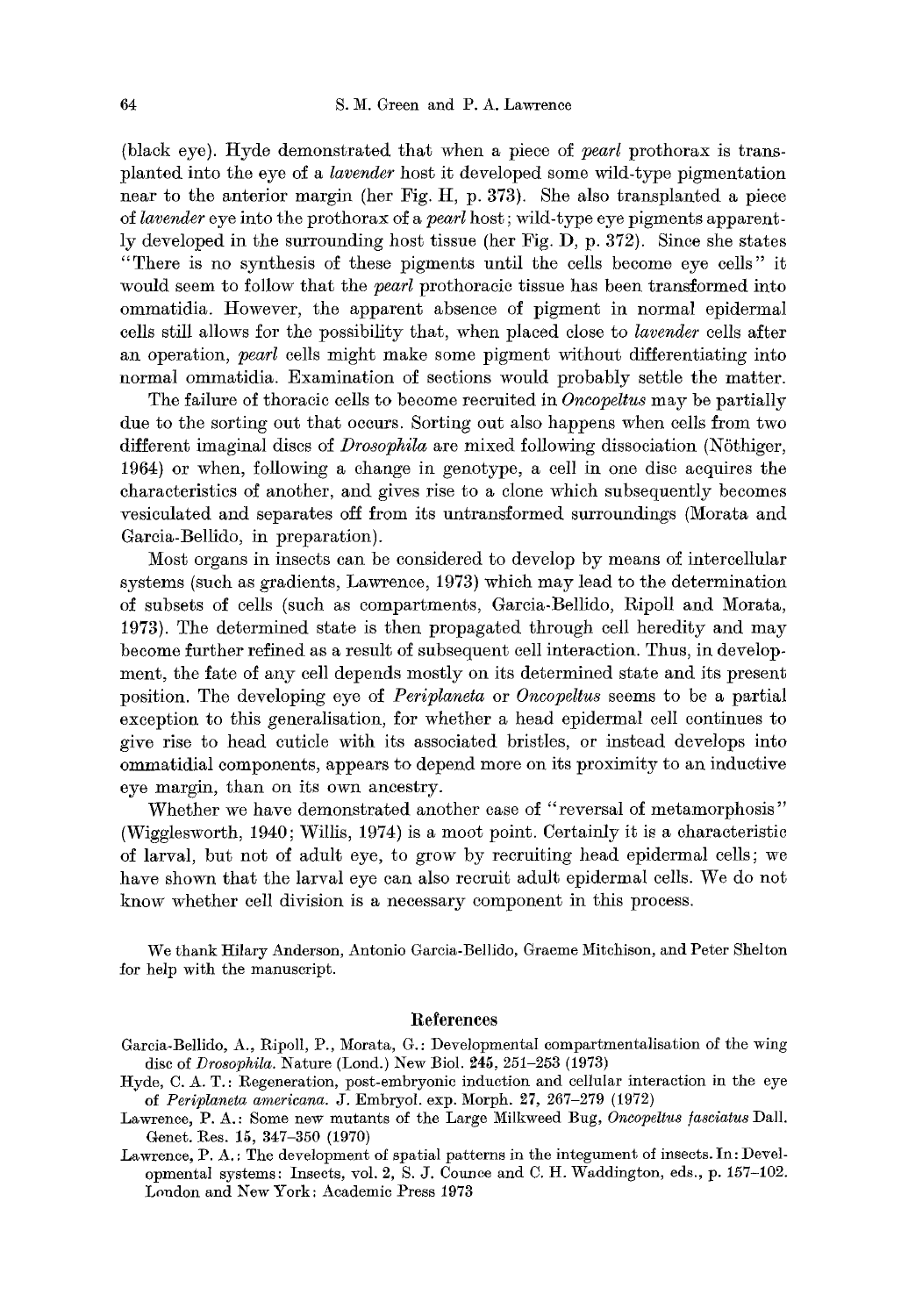(black eye). Hyde demonstrated that when a piece of *pearl* prothorax is transplanted into the eye of a *lavender* host it developed some wild-type pigmentation near to the anterior margin (her Fig. H, p. 373). She also transplanted a piece of *lavender* eye into the prothorax of a *pearl* host; wild-type eye pigments apparently developed in the surrounding host tissue (her Fig. D, p. 372). Since she states "There is no synthesis of these pigments until the cells become eye cells" it would seem to follow that the *pearl* prothoracic tissue has been transformed into ommatidia. However, the apparent absence of pigment in normal epidermal cells still allows for the possibility that, when placed close to *lavender* cells after an operation, *pearl* cells might make some pigment without differentiating into normal ommatidia. Examination of sections would probably settle the matter.

The failure of thoracic cells to become recruited in *Oncopeltus* may be partially due to the sorting out that occurs. Sorting out also happens when cells from two different imaginal discs of *Drosophila* are mixed following dissociation (Nöthiger, 1964) or when, following a change in genotype, a cell in one disc acquires the characteristics of another, and gives rise to a clone which subsequently becomes vesiculated and separates off from its untransformed surroundings (Morata and Garcia-Bellido, in preparation).

Most organs in insects can be considered to develop by means of intercellular systems (such as gradients, Lawrence, 1973) which may lead to the determination of subsets of cells (such as compartments, Garcia-Bellido, Ripoll and Morata, 1973). The determined state is then propagated through cell heredity and may become further refined as a result of subsequent cell interaction. Thus, in development, the fate of any cell depends mostly on its determined state and its present position. The developing eye of *Periplaneta* or *Oncopeltus* seems to be a partial exception to this generalisation, for whether a head epidermal cell continues to give rise to head cuticle with its associated bristles, or instead develops into ommatidial components, appears to depend more on its proximity to an inductive eye margin, than on its own ancestry.

Whether we have demonstrated another case of "reversal of metamorphosis" (Wigglesworth, 1940; Willis, 1974) is a moot point. Certainly it is a characteristic of larval, but not of adult eye, to grow by recruiting head epidermal cells; we have shown that the larval eye can also recruit adult epidermal cells. We do not know whether cell division is a necessary component in this process.

We thank Hilary Anderson, Antonio Garcia-Bellido, Graeme Mitchison, and Peter Shelton for help with the manuscript.

## References

Garcia-Bellido, A., Ripoll, P., Morata, G.: Developmental compartmentalisation of the wing disc of *Drosophila*. Nature (Lond.) New Biol. **245**, 251–253 (1973)

Hyde, C. A. T.: Regeneration, post-embryonic induction and cellular interaction in the eye of *Periplaneta americana*. J. Embryol. exp. Morph. **27**, 267–279 (1972)

Lawrence, P. A.: Some new mutants of the Large Milkweed Bug, *Oncopeltus fasciatus* Dall. Genet. Res. **15**, 347–350 (1970)

Lawrence, P. A.: The development of spatial patterns in the integument of insects. In: Developmental systems: Insects, vol. 2, S. J. Counce and C. H. Waddington, eds., p. 157–102. London and New York: Academic Press 1973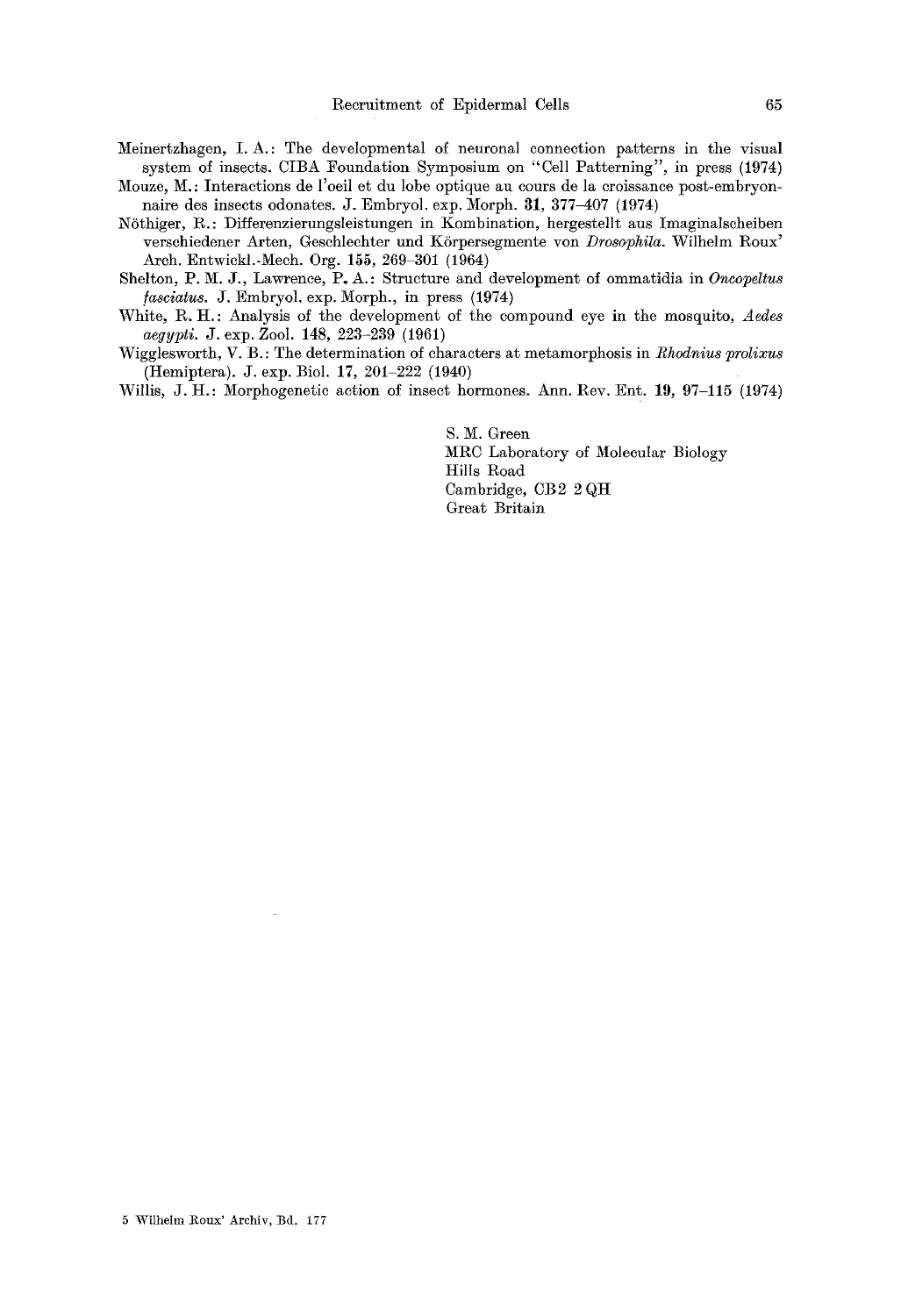Meinertzhagen, I. A.: The developmental of neuronal connection patterns in the visual system of insects. CIBA Foundation Symposium on "Cell Patterning", in press (1974)

Mouze, M.: Interactions de l'oeil et du lobe optique au cours de la croissance post-embryonnaire des insects odonates. J. Embryol. exp. Morph. **31**, 377–407 (1974)

Nöthiger, R.: Differenzierungsleistungen in Kombination, hergestellt aus Imaginalscheiben verschiedener Arten, Geschlechter und Körpersegmente von *Drosophila*. Wilhelm Roux' Arch. Entwickl.-Mech. Org. **155**, 269–301 (1964)

Shelton, P. M. J., Lawrence, P. A.: Structure and development of ommatidia in *Oncopeltus fasciatus*. J. Embryol. exp. Morph., in press (1974)

White, R. H.: Analysis of the development of the compound eye in the mosquito, *Aedes aegypti*. J. exp. Zool. **148**, 223–239 (1961)

Wigglesworth, V. B.: The determination of characters at metamorphosis in *Rhodnius prolixus* (Hemiptera). J. exp. Biol. **17**, 201–222 (1940)

Willis, J. H.: Morphogenetic action of insect hormones. Ann. Rev. Ent. **19**, 97–115 (1974)

S. M. Green
MRC Laboratory of Molecular Biology
Hills Road
Cambridge, CB2 2QH
Great Britain